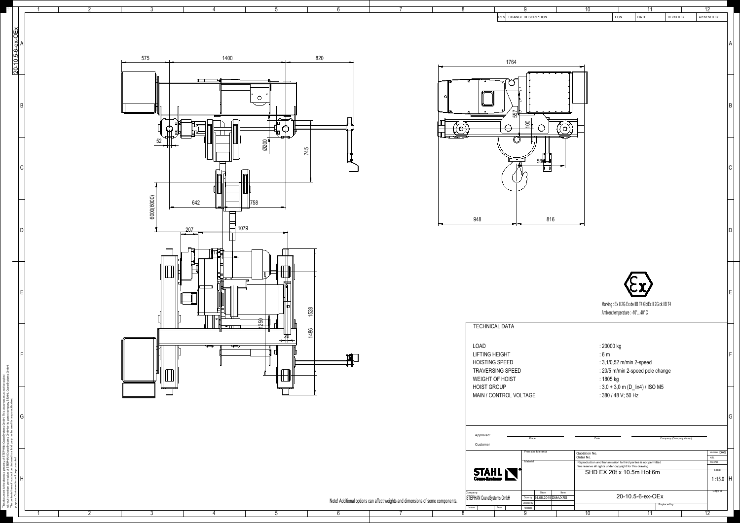| REV | CHANGE DESCRIPTION | ECN | DATE | REVISED BY | APPROVED BY |
|---|---|---|---|---|---|
| | | | | | |

575 1400 820

52 Ø200 745

6.000(600.0) 642 758

207 1079

1528 1486 1250

1764

557 100 586

948 816

Marking : Ex II 2G Ex de IIB T4 Gb/Ex II 2G ck IIB T4
Ambient temperature : -10°....40° C

## TECHNICAL DATA

| | |
|---|---|
| LOAD | : 20000 kg |
| LIFTING HEIGHT | : 6 m |
| HOISTING SPEED | : 3,1/0,52 m/min 2-speed |
| TRAVERSING SPEED | : 20/5 m/min 2-speed pole change |
| WEIGHT OF HOIST | : 1805 kg |
| HOIST GROUP | : 3,0 + 3,0 m (D_lin4) / ISO M5 |
| MAIN / CONTROL VOLTAGE | : 380 / 48 V; 50 Hz |

Approved: Place Date Company (Company stamp)

Customer

Note! Additional options can affect weights and dimensions of some components.

| | | | |
|---|---|---|---|
| STAHL CraneSystems | Free size tolerance | Quotation No. / Order No. | Version: DAS |
| | Material | Reproduction and transmission to third parties is not permitted. We reserve all rights under copyright for this drawing | NSL / TCHAR |
| | | SHD EX 20t x 10.5m Hol:6m | Scale 1 :15.0 |
| Company: STEPHAN CraneSystems GmbH | Drawn by: 24.05.2019 DMA/XRS | 20-10.5-6-ex-OEx | Copy to |
| Issue N/a | Checked by / Released | Replaced by | |

20-10.5-6-ex-OEx

This document is the absolute property of STEPHAN CraneSystems GmbH. This document must not be copied without the written permission of STEPHAN CraneSystems GmbH or its parent company STAHL CraneSystems GmbH. The contents thereof must not be disclosed to a third party nor be used for any unauthorized purpose. Contravention will be prosecuted.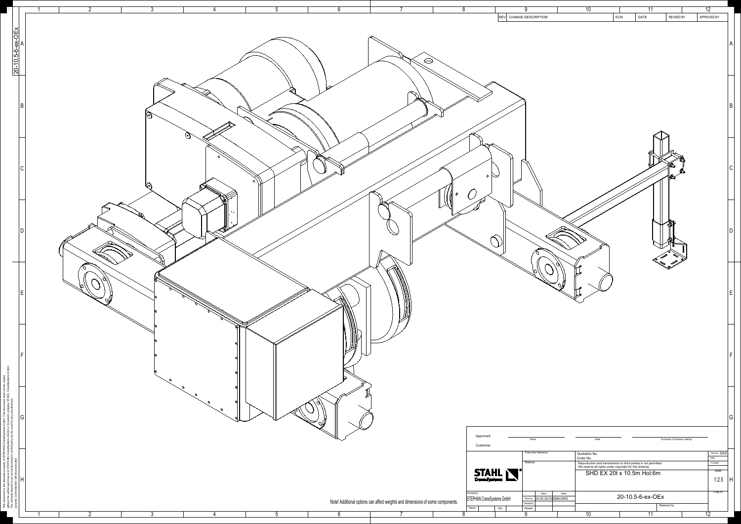20-10.5-6-ex-OEx

| REV | CHANGE DESCRIPTION | ECN | DATE | REVISED BY | APPROVED BY |
|---|---|---|---|---|---|
| | | | | | |

This document is the absolute property of STEPHAN CraneSystems GmbH. This document must not be copied without the written permission of STEPHAN CraneSystems GmbH or its parent company STAHL CraneSystems GmbH. The contents thereof must not be disclosed to third party nor be used for any unauthorized purpose. Contravention will be prosecuted.

Note! Additional options can affect weights and dimensions of some components.

Approved: Place Date Company (Company stamp)

Customer

| | | |
|---|---|---|
| STAHL CraneSystems | Free size tolerance | Quotation No. |
| | Material | Order No. |
| | | Reproduction and transmission to third parties is not permitted. We reserve all rights under copyright for this drawing |
| | | SHD EX 20t x 10.5m Hol:6m |

Version: DAS

NSL

TCHAR

Scale 1:2.5

Copy to

| Company: | | Datum | Name |
|---|---|---|---|
| STEPHAN CraneSystems GmbH | Drawn by | 24.05.2019 | DMA/XRS |
| | Checked by | | |
| Issue N/a | Released | | |

20-10.5-6-ex-OEx

Replaced by